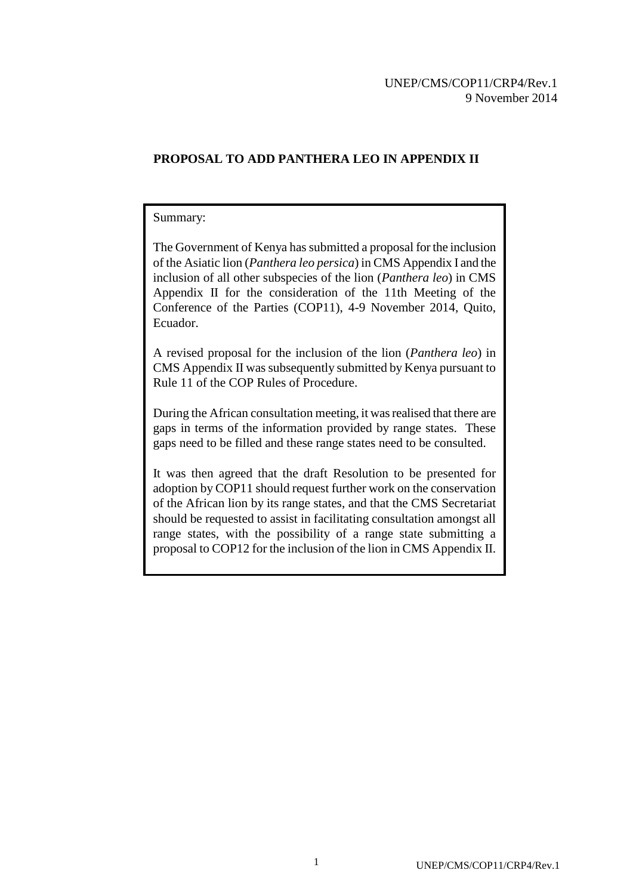UNEP/CMS/COP11/CRP4/Rev.1
9 November 2014

## PROPOSAL TO ADD PANTHERA LEO IN APPENDIX II

Summary:

The Government of Kenya has submitted a proposal for the inclusion of the Asiatic lion (*Panthera leo persica*) in CMS Appendix I and the inclusion of all other subspecies of the lion (*Panthera leo*) in CMS Appendix II for the consideration of the 11th Meeting of the Conference of the Parties (COP11), 4-9 November 2014, Quito, Ecuador.

A revised proposal for the inclusion of the lion (*Panthera leo*) in CMS Appendix II was subsequently submitted by Kenya pursuant to Rule 11 of the COP Rules of Procedure.

During the African consultation meeting, it was realised that there are gaps in terms of the information provided by range states. These gaps need to be filled and these range states need to be consulted.

It was then agreed that the draft Resolution to be presented for adoption by COP11 should request further work on the conservation of the African lion by its range states, and that the CMS Secretariat should be requested to assist in facilitating consultation amongst all range states, with the possibility of a range state submitting a proposal to COP12 for the inclusion of the lion in CMS Appendix II.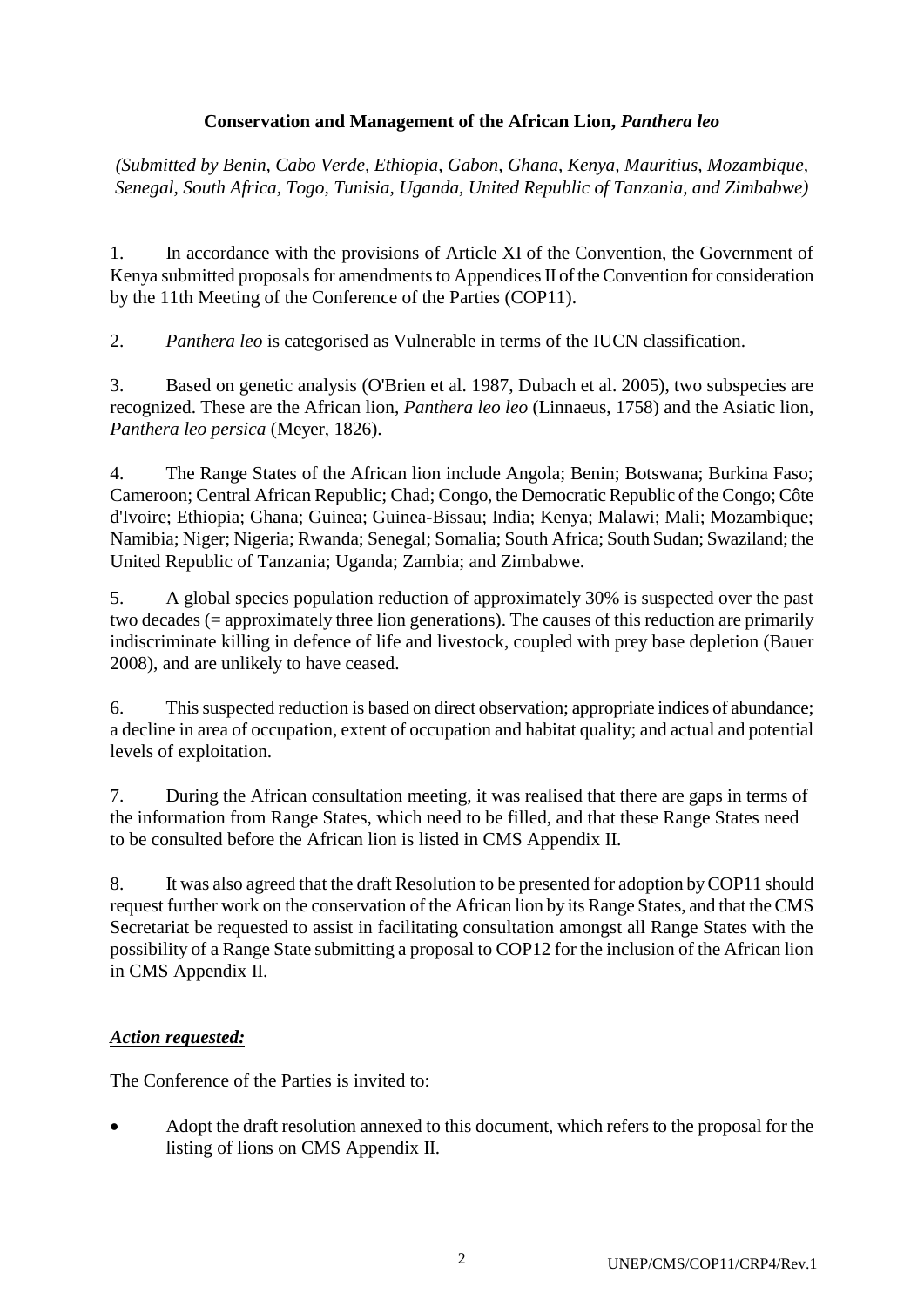**Conservation and Management of the African Lion, *Panthera leo***

*(Submitted by Benin, Cabo Verde, Ethiopia, Gabon, Ghana, Kenya, Mauritius, Mozambique, Senegal, South Africa, Togo, Tunisia, Uganda, United Republic of Tanzania, and Zimbabwe)*

1. In accordance with the provisions of Article XI of the Convention, the Government of Kenya submitted proposals for amendments to Appendices II of the Convention for consideration by the 11th Meeting of the Conference of the Parties (COP11).

2. *Panthera leo* is categorised as Vulnerable in terms of the IUCN classification.

3. Based on genetic analysis (O'Brien et al. 1987, Dubach et al. 2005), two subspecies are recognized. These are the African lion, *Panthera leo leo* (Linnaeus, 1758) and the Asiatic lion, *Panthera leo persica* (Meyer, 1826).

4. The Range States of the African lion include Angola; Benin; Botswana; Burkina Faso; Cameroon; Central African Republic; Chad; Congo, the Democratic Republic of the Congo; Côte d'Ivoire; Ethiopia; Ghana; Guinea; Guinea-Bissau; India; Kenya; Malawi; Mali; Mozambique; Namibia; Niger; Nigeria; Rwanda; Senegal; Somalia; South Africa; South Sudan; Swaziland; the United Republic of Tanzania; Uganda; Zambia; and Zimbabwe.

5. A global species population reduction of approximately 30% is suspected over the past two decades (= approximately three lion generations). The causes of this reduction are primarily indiscriminate killing in defence of life and livestock, coupled with prey base depletion (Bauer 2008), and are unlikely to have ceased.

6. This suspected reduction is based on direct observation; appropriate indices of abundance; a decline in area of occupation, extent of occupation and habitat quality; and actual and potential levels of exploitation.

7. During the African consultation meeting, it was realised that there are gaps in terms of the information from Range States, which need to be filled, and that these Range States need to be consulted before the African lion is listed in CMS Appendix II.

8. It was also agreed that the draft Resolution to be presented for adoption by COP11 should request further work on the conservation of the African lion by its Range States, and that the CMS Secretariat be requested to assist in facilitating consultation amongst all Range States with the possibility of a Range State submitting a proposal to COP12 for the inclusion of the African lion in CMS Appendix II.

***Action requested:***

The Conference of the Parties is invited to:

- Adopt the draft resolution annexed to this document, which refers to the proposal for the listing of lions on CMS Appendix II.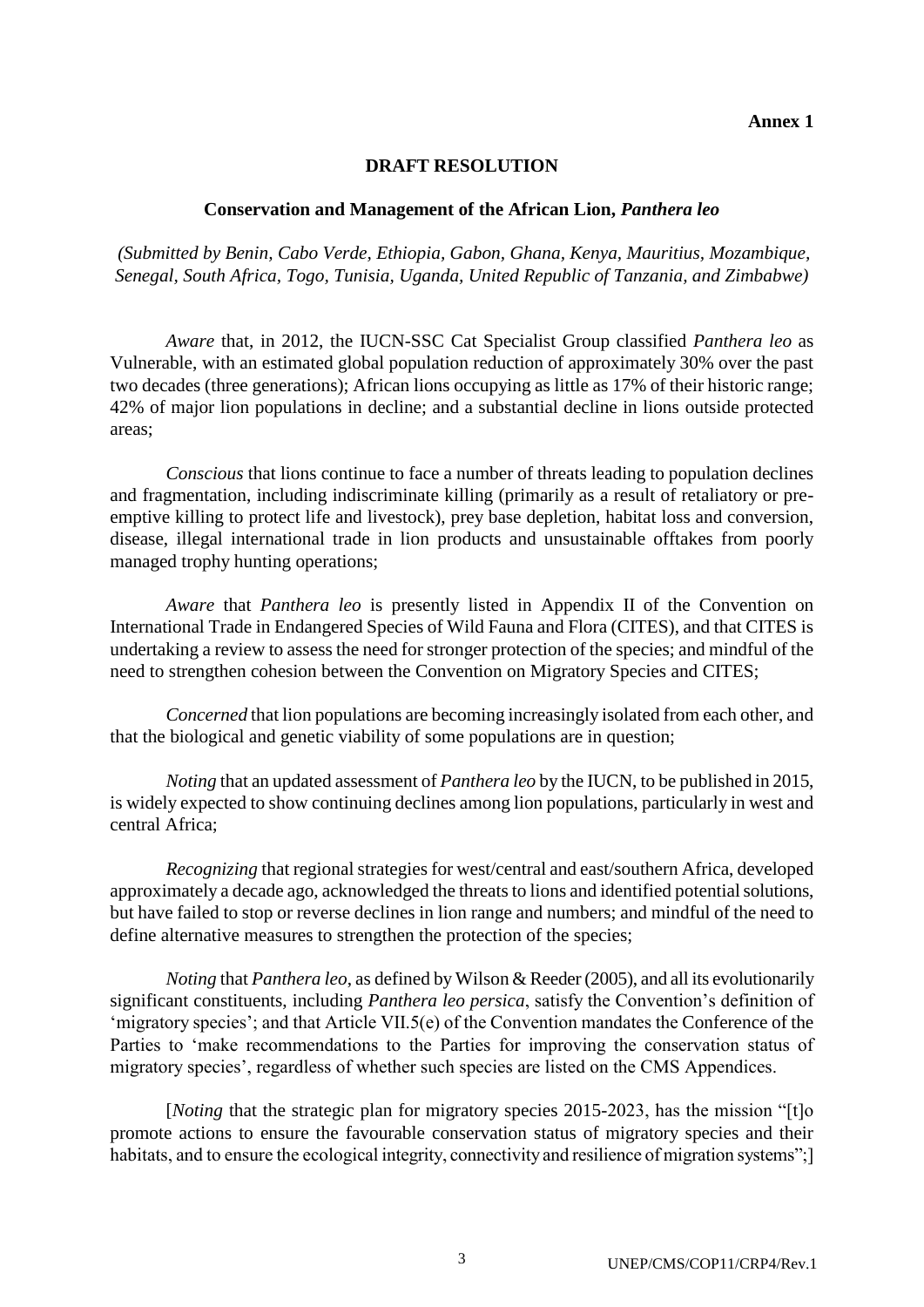**Annex 1**

## DRAFT RESOLUTION

### Conservation and Management of the African Lion, *Panthera leo*

*(Submitted by Benin, Cabo Verde, Ethiopia, Gabon, Ghana, Kenya, Mauritius, Mozambique, Senegal, South Africa, Togo, Tunisia, Uganda, United Republic of Tanzania, and Zimbabwe)*

*Aware* that, in 2012, the IUCN-SSC Cat Specialist Group classified *Panthera leo* as Vulnerable, with an estimated global population reduction of approximately 30% over the past two decades (three generations); African lions occupying as little as 17% of their historic range; 42% of major lion populations in decline; and a substantial decline in lions outside protected areas;

*Conscious* that lions continue to face a number of threats leading to population declines and fragmentation, including indiscriminate killing (primarily as a result of retaliatory or pre-emptive killing to protect life and livestock), prey base depletion, habitat loss and conversion, disease, illegal international trade in lion products and unsustainable offtakes from poorly managed trophy hunting operations;

*Aware* that *Panthera leo* is presently listed in Appendix II of the Convention on International Trade in Endangered Species of Wild Fauna and Flora (CITES), and that CITES is undertaking a review to assess the need for stronger protection of the species; and mindful of the need to strengthen cohesion between the Convention on Migratory Species and CITES;

*Concerned* that lion populations are becoming increasingly isolated from each other, and that the biological and genetic viability of some populations are in question;

*Noting* that an updated assessment of *Panthera leo* by the IUCN, to be published in 2015, is widely expected to show continuing declines among lion populations, particularly in west and central Africa;

*Recognizing* that regional strategies for west/central and east/southern Africa, developed approximately a decade ago, acknowledged the threats to lions and identified potential solutions, but have failed to stop or reverse declines in lion range and numbers; and mindful of the need to define alternative measures to strengthen the protection of the species;

*Noting* that *Panthera leo*, as defined by Wilson & Reeder (2005), and all its evolutionarily significant constituents, including *Panthera leo persica*, satisfy the Convention's definition of 'migratory species'; and that Article VII.5(e) of the Convention mandates the Conference of the Parties to 'make recommendations to the Parties for improving the conservation status of migratory species', regardless of whether such species are listed on the CMS Appendices.

[*Noting* that the strategic plan for migratory species 2015-2023, has the mission "[t]o promote actions to ensure the favourable conservation status of migratory species and their habitats, and to ensure the ecological integrity, connectivity and resilience of migration systems";]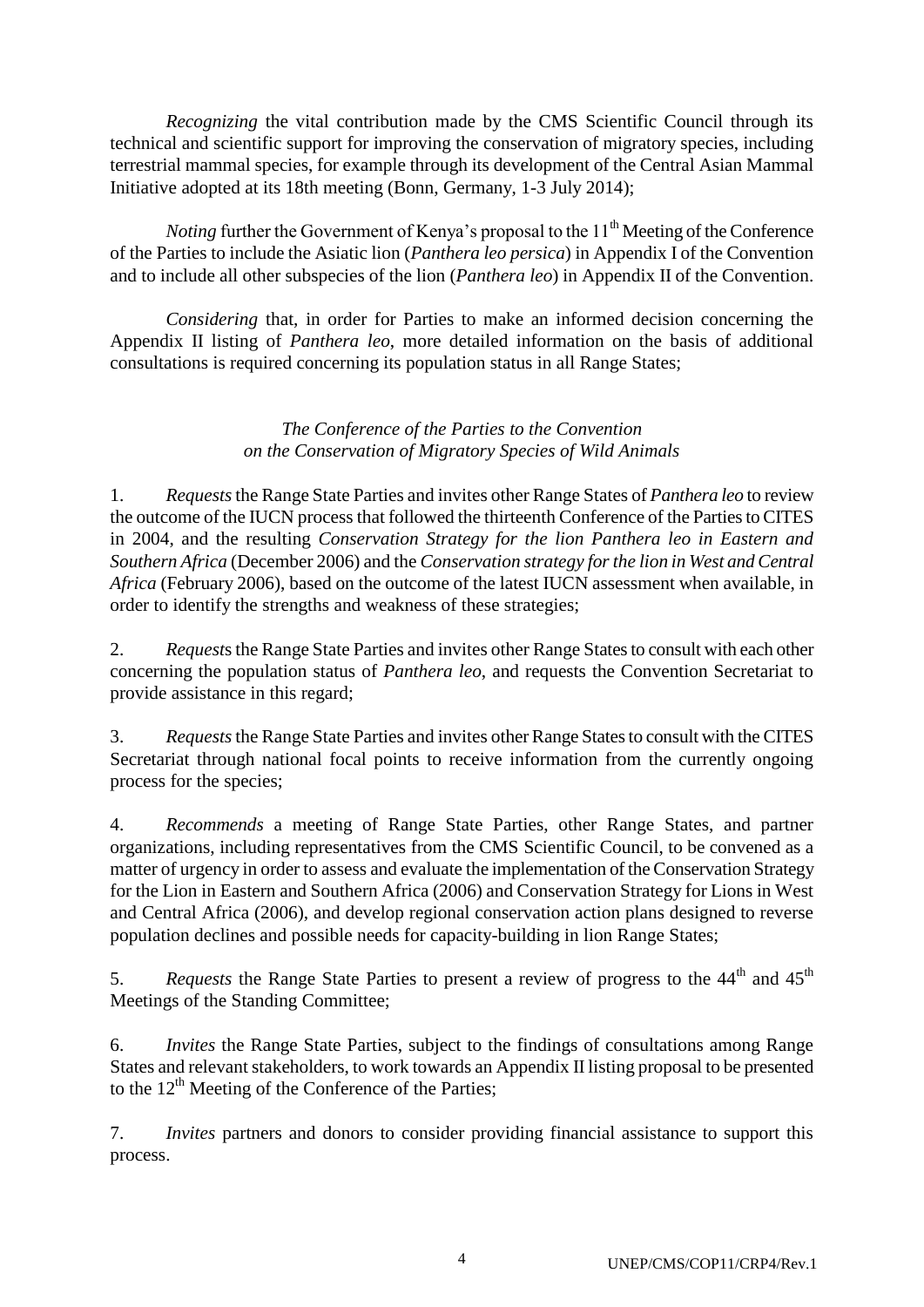*Recognizing* the vital contribution made by the CMS Scientific Council through its technical and scientific support for improving the conservation of migratory species, including terrestrial mammal species, for example through its development of the Central Asian Mammal Initiative adopted at its 18th meeting (Bonn, Germany, 1-3 July 2014);

*Noting* further the Government of Kenya's proposal to the 11th Meeting of the Conference of the Parties to include the Asiatic lion (*Panthera leo persica*) in Appendix I of the Convention and to include all other subspecies of the lion (*Panthera leo*) in Appendix II of the Convention.

*Considering* that, in order for Parties to make an informed decision concerning the Appendix II listing of *Panthera leo*, more detailed information on the basis of additional consultations is required concerning its population status in all Range States;

*The Conference of the Parties to the Convention on the Conservation of Migratory Species of Wild Animals*

1. *Requests* the Range State Parties and invites other Range States of *Panthera leo* to review the outcome of the IUCN process that followed the thirteenth Conference of the Parties to CITES in 2004, and the resulting *Conservation Strategy for the lion Panthera leo in Eastern and Southern Africa* (December 2006) and the *Conservation strategy for the lion in West and Central Africa* (February 2006), based on the outcome of the latest IUCN assessment when available, in order to identify the strengths and weakness of these strategies;

2. *Request*s the Range State Parties and invites other Range States to consult with each other concerning the population status of *Panthera leo*, and requests the Convention Secretariat to provide assistance in this regard;

3. *Requests* the Range State Parties and invites other Range States to consult with the CITES Secretariat through national focal points to receive information from the currently ongoing process for the species;

4. *Recommends* a meeting of Range State Parties, other Range States, and partner organizations, including representatives from the CMS Scientific Council, to be convened as a matter of urgency in order to assess and evaluate the implementation of the Conservation Strategy for the Lion in Eastern and Southern Africa (2006) and Conservation Strategy for Lions in West and Central Africa (2006), and develop regional conservation action plans designed to reverse population declines and possible needs for capacity-building in lion Range States;

5. *Requests* the Range State Parties to present a review of progress to the 44th and 45th Meetings of the Standing Committee;

6. *Invites* the Range State Parties, subject to the findings of consultations among Range States and relevant stakeholders, to work towards an Appendix II listing proposal to be presented to the 12th Meeting of the Conference of the Parties;

7. *Invites* partners and donors to consider providing financial assistance to support this process.